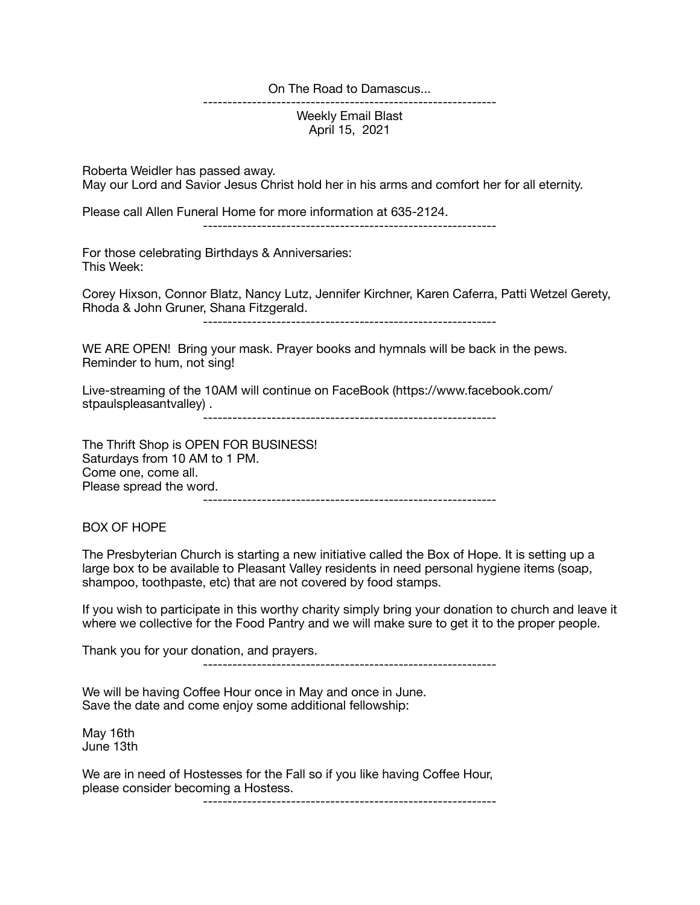On The Road to Damascus...

------------------------------------------------------------

Weekly Email Blast
April 15, 2021

Roberta Weidler has passed away.
May our Lord and Savior Jesus Christ hold her in his arms and comfort her for all eternity.

Please call Allen Funeral Home for more information at 635-2124.

------------------------------------------------------------

For those celebrating Birthdays & Anniversaries:
This Week:

Corey Hixson, Connor Blatz, Nancy Lutz, Jennifer Kirchner, Karen Caferra, Patti Wetzel Gerety, Rhoda & John Gruner, Shana Fitzgerald.

------------------------------------------------------------

WE ARE OPEN! Bring your mask. Prayer books and hymnals will be back in the pews. Reminder to hum, not sing!

Live-streaming of the 10AM will continue on FaceBook (https://www.facebook.com/stpaulspleasantvalley) .

------------------------------------------------------------

The Thrift Shop is OPEN FOR BUSINESS!
Saturdays from 10 AM to 1 PM.
Come one, come all.
Please spread the word.

------------------------------------------------------------

BOX OF HOPE

The Presbyterian Church is starting a new initiative called the Box of Hope. It is setting up a large box to be available to Pleasant Valley residents in need personal hygiene items (soap, shampoo, toothpaste, etc) that are not covered by food stamps.

If you wish to participate in this worthy charity simply bring your donation to church and leave it where we collective for the Food Pantry and we will make sure to get it to the proper people.

Thank you for your donation, and prayers.

------------------------------------------------------------

We will be having Coffee Hour once in May and once in June.
Save the date and come enjoy some additional fellowship:

May 16th
June 13th

We are in need of Hostesses for the Fall so if you like having Coffee Hour, please consider becoming a Hostess.

------------------------------------------------------------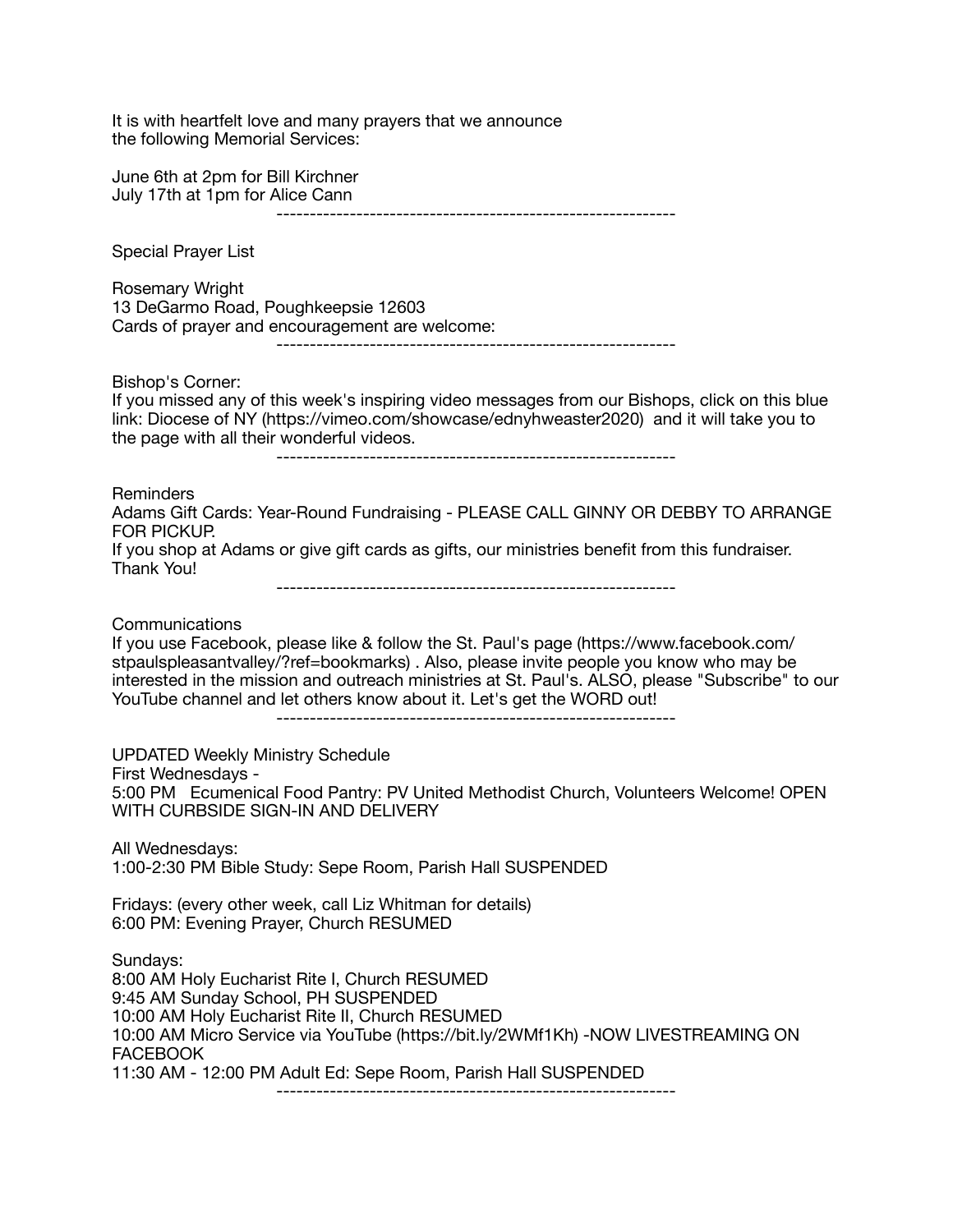It is with heartfelt love and many prayers that we announce the following Memorial Services:

June 6th at 2pm for Bill Kirchner
July 17th at 1pm for Alice Cann

------------------------------------------------------------

Special Prayer List

Rosemary Wright
13 DeGarmo Road, Poughkeepsie 12603
Cards of prayer and encouragement are welcome:

------------------------------------------------------------

Bishop's Corner:
If you missed any of this week's inspiring video messages from our Bishops, click on this blue link: Diocese of NY (https://vimeo.com/showcase/ednyhweaster2020) and it will take you to the page with all their wonderful videos.

------------------------------------------------------------

Reminders
Adams Gift Cards: Year-Round Fundraising - PLEASE CALL GINNY OR DEBBY TO ARRANGE FOR PICKUP.
If you shop at Adams or give gift cards as gifts, our ministries benefit from this fundraiser. Thank You!

------------------------------------------------------------

Communications
If you use Facebook, please like & follow the St. Paul's page (https://www.facebook.com/stpaulspleasantvalley/?ref=bookmarks) . Also, please invite people you know who may be interested in the mission and outreach ministries at St. Paul's. ALSO, please "Subscribe" to our YouTube channel and let others know about it. Let's get the WORD out!

------------------------------------------------------------

UPDATED Weekly Ministry Schedule
First Wednesdays -
5:00 PM Ecumenical Food Pantry: PV United Methodist Church, Volunteers Welcome! OPEN WITH CURBSIDE SIGN-IN AND DELIVERY

All Wednesdays:
1:00-2:30 PM Bible Study: Sepe Room, Parish Hall SUSPENDED

Fridays: (every other week, call Liz Whitman for details)
6:00 PM: Evening Prayer, Church RESUMED

Sundays:
8:00 AM Holy Eucharist Rite I, Church RESUMED
9:45 AM Sunday School, PH SUSPENDED
10:00 AM Holy Eucharist Rite II, Church RESUMED
10:00 AM Micro Service via YouTube (https://bit.ly/2WMf1Kh) -NOW LIVESTREAMING ON FACEBOOK
11:30 AM - 12:00 PM Adult Ed: Sepe Room, Parish Hall SUSPENDED

------------------------------------------------------------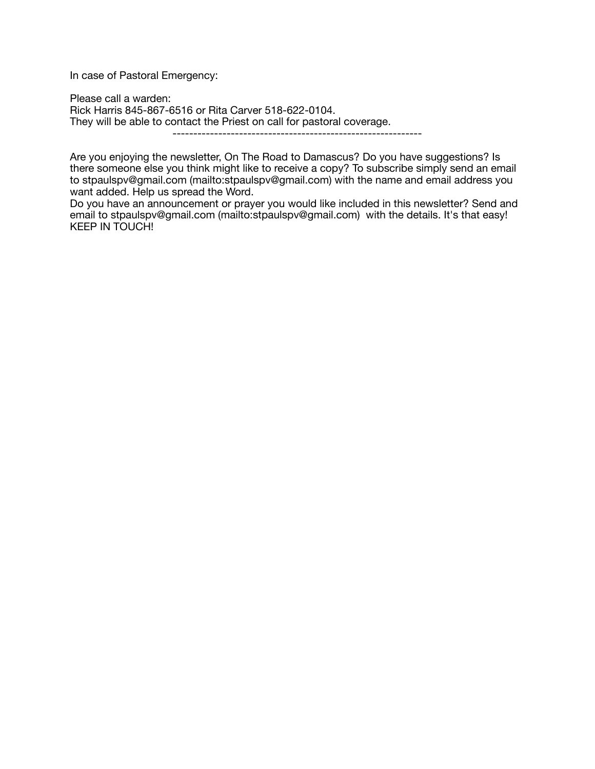In case of Pastoral Emergency:

Please call a warden:
Rick Harris 845-867-6516 or Rita Carver 518-622-0104.
They will be able to contact the Priest on call for pastoral coverage.

------------------------------------------------------------

Are you enjoying the newsletter, On The Road to Damascus? Do you have suggestions? Is there someone else you think might like to receive a copy? To subscribe simply send an email to stpaulspv@gmail.com (mailto:stpaulspv@gmail.com) with the name and email address you want added. Help us spread the Word.
Do you have an announcement or prayer you would like included in this newsletter? Send and email to stpaulspv@gmail.com (mailto:stpaulspv@gmail.com) with the details. It's that easy!
KEEP IN TOUCH!